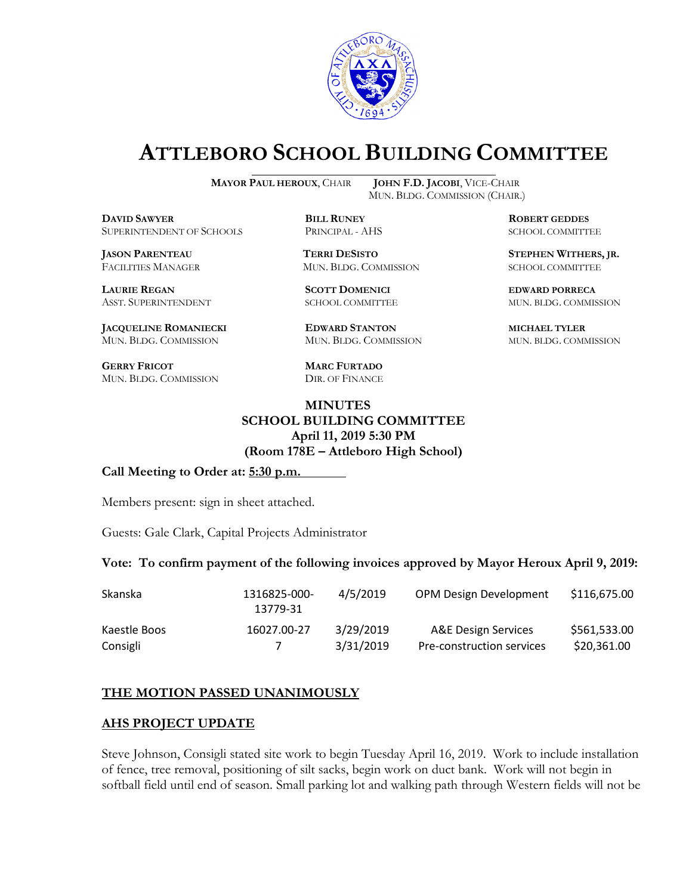# ATTLEBORO SCHOOL BUILDING COMMITTEE

**MAYOR PAUL HEROUX**, CHAIR　　**JOHN F.D. JACOBI**, VICE-CHAIR
MUN. BLDG. COMMISSION (CHAIR.)

**DAVID SAWYER**
SUPERINTENDENT OF SCHOOLS

**BILL RUNEY**
PRINCIPAL - AHS

**ROBERT GEDDES**
SCHOOL COMMITTEE

**JASON PARENTEAU**
FACILITIES MANAGER

**TERRI DESISTO**
MUN. BLDG. COMMISSION

**STEPHEN WITHERS, JR.**
SCHOOL COMMITTEE

**LAURIE REGAN**
ASST. SUPERINTENDENT

**SCOTT DOMENICI**
SCHOOL COMMITTEE

**EDWARD PORRECA**
MUN. BLDG. COMMISSION

**JACQUELINE ROMANIECKI**
MUN. BLDG. COMMISSION

**EDWARD STANTON**
MUN. BLDG. COMMISSION

**MICHAEL TYLER**
MUN. BLDG. COMMISSION

**GERRY FRICOT**
MUN. BLDG. COMMISSION

**MARC FURTADO**
DIR. OF FINANCE

**MINUTES**
**SCHOOL BUILDING COMMITTEE**
**April 11, 2019 5:30 PM**
**(Room 178E – Attleboro High School)**

**Call Meeting to Order at: 5:30 p.m.**

Members present: sign in sheet attached.

Guests: Gale Clark, Capital Projects Administrator

**Vote: To confirm payment of the following invoices approved by Mayor Heroux April 9, 2019:**

| | | | | |
|---|---|---|---|---|
| Skanska | 1316825-000-13779-31 | 4/5/2019 | OPM Design Development | $116,675.00 |
| Kaestle Boos | 16027.00-27 | 3/29/2019 | A&E Design Services | $561,533.00 |
| Consigli | 7 | 3/31/2019 | Pre-construction services | $20,361.00 |

**THE MOTION PASSED UNANIMOUSLY**

**AHS PROJECT UPDATE**

Steve Johnson, Consigli stated site work to begin Tuesday April 16, 2019. Work to include installation of fence, tree removal, positioning of silt sacks, begin work on duct bank. Work will not begin in softball field until end of season. Small parking lot and walking path through Western fields will not be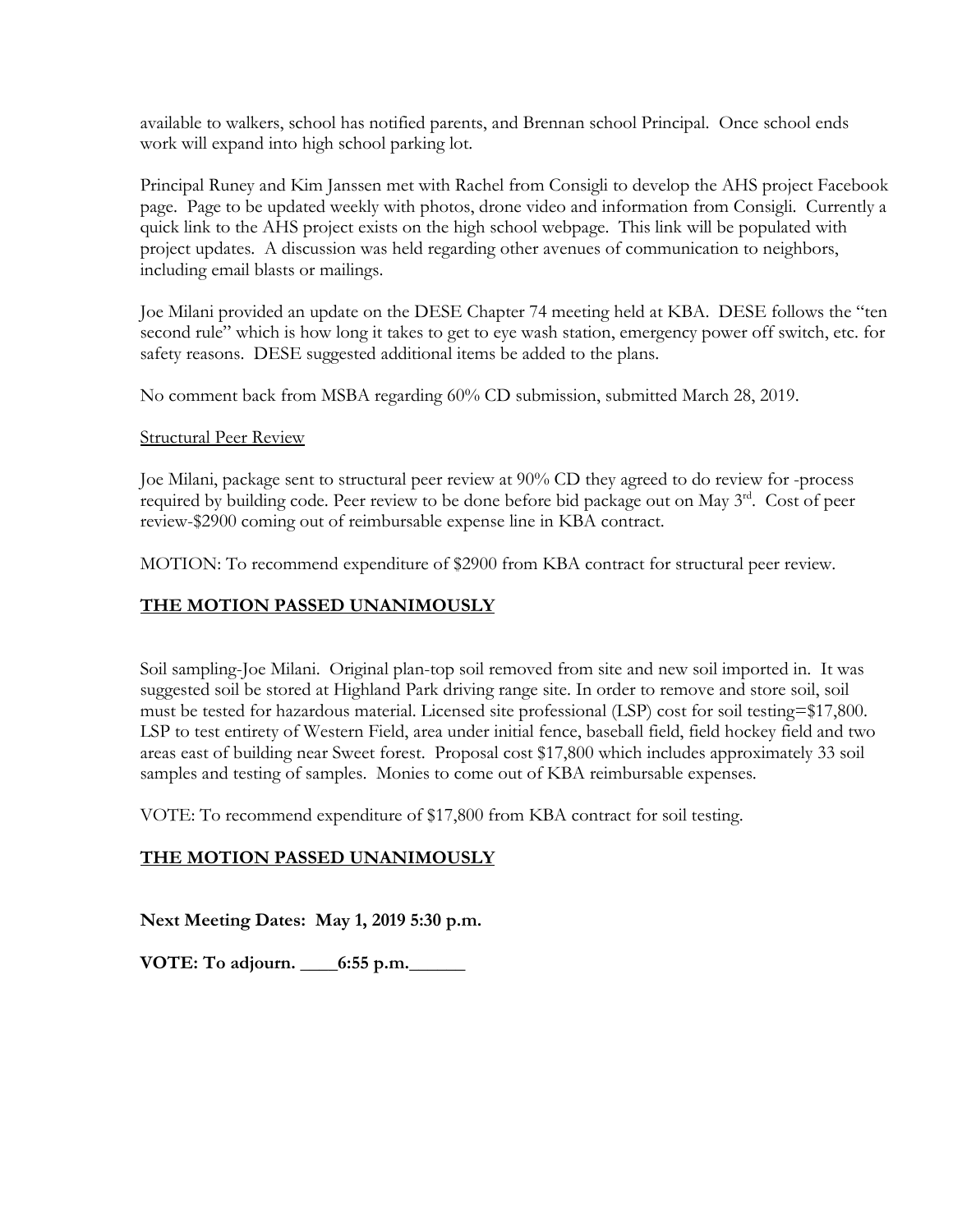available to walkers, school has notified parents, and Brennan school Principal. Once school ends work will expand into high school parking lot.

Principal Runey and Kim Janssen met with Rachel from Consigli to develop the AHS project Facebook page. Page to be updated weekly with photos, drone video and information from Consigli. Currently a quick link to the AHS project exists on the high school webpage. This link will be populated with project updates. A discussion was held regarding other avenues of communication to neighbors, including email blasts or mailings.

Joe Milani provided an update on the DESE Chapter 74 meeting held at KBA. DESE follows the "ten second rule" which is how long it takes to get to eye wash station, emergency power off switch, etc. for safety reasons. DESE suggested additional items be added to the plans.

No comment back from MSBA regarding 60% CD submission, submitted March 28, 2019.

<u>Structural Peer Review</u>

Joe Milani, package sent to structural peer review at 90% CD they agreed to do review for -process required by building code. Peer review to be done before bid package out on May 3rd. Cost of peer review-$2900 coming out of reimbursable expense line in KBA contract.

MOTION: To recommend expenditure of $2900 from KBA contract for structural peer review.

**<u>THE MOTION PASSED UNANIMOUSLY</u>**

Soil sampling-Joe Milani. Original plan-top soil removed from site and new soil imported in. It was suggested soil be stored at Highland Park driving range site. In order to remove and store soil, soil must be tested for hazardous material. Licensed site professional (LSP) cost for soil testing=$17,800. LSP to test entirety of Western Field, area under initial fence, baseball field, field hockey field and two areas east of building near Sweet forest. Proposal cost $17,800 which includes approximately 33 soil samples and testing of samples. Monies to come out of KBA reimbursable expenses.

VOTE: To recommend expenditure of $17,800 from KBA contract for soil testing.

**<u>THE MOTION PASSED UNANIMOUSLY</u>**

**Next Meeting Dates: May 1, 2019 5:30 p.m.**

**VOTE: To adjourn. ____6:55 p.m.______**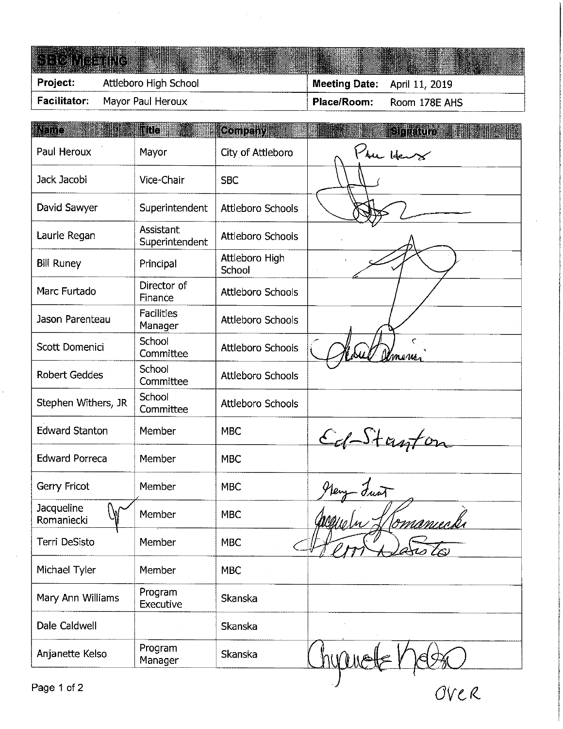# SBC MEETING

| Project: | Attleboro High School | Meeting Date: | April 11, 2019 |
|---|---|---|---|
| Facilitator: | Mayor Paul Heroux | Place/Room: | Room 178E AHS |

| Name | Title | Company | Signature |
|---|---|---|---|
| Paul Heroux | Mayor | City of Attleboro | Paul Heroux |
| Jack Jacobi | Vice-Chair | SBC | |
| David Sawyer | Superintendent | Attleboro Schools | |
| Laurie Regan | Assistant Superintendent | Attleboro Schools | |
| Bill Runey | Principal | Attleboro High School | |
| Marc Furtado | Director of Finance | Attleboro Schools | |
| Jason Parenteau | Facilities Manager | Attleboro Schools | |
| Scott Domenici | School Committee | Attleboro Schools | Scott Domenici |
| Robert Geddes | School Committee | Attleboro Schools | |
| Stephen Withers, JR | School Committee | Attleboro Schools | |
| Edward Stanton | Member | MBC | Ed Stanton |
| Edward Porreca | Member | MBC | |
| Gerry Fricot | Member | MBC | Gerry Fricot |
| Jacqueline Romaniecki | Member | MBC | Jacqueline Romaniecki |
| Terri DeSisto | Member | MBC | Terri DeSisto |
| Michael Tyler | Member | MBC | |
| Mary Ann Williams | Program Executive | Skanska | |
| Dale Caldwell | | Skanska | |
| Anjanette Kelso | Program Manager | Skanska | Anjanette Kelso |

OVER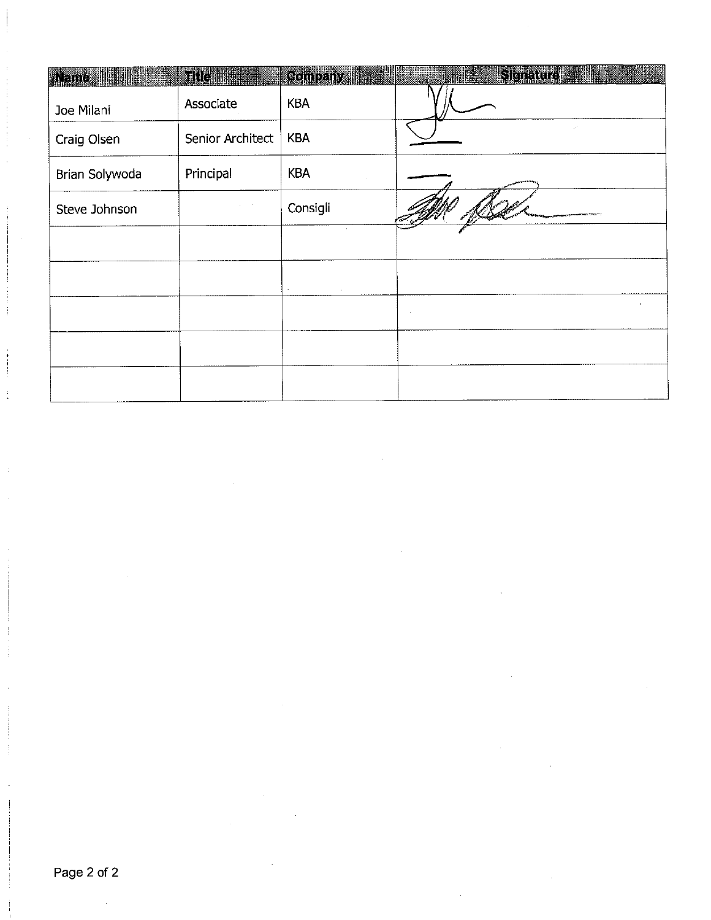| Name | Title | Company | Signature |
|---|---|---|---|
| Joe Milani | Associate | KBA | |
| Craig Olsen | Senior Architect | KBA | |
| Brian Solywoda | Principal | KBA | |
| Steve Johnson | | Consigli | |
| | | | |
| | | | |
| | | | |
| | | | |
| | | | |